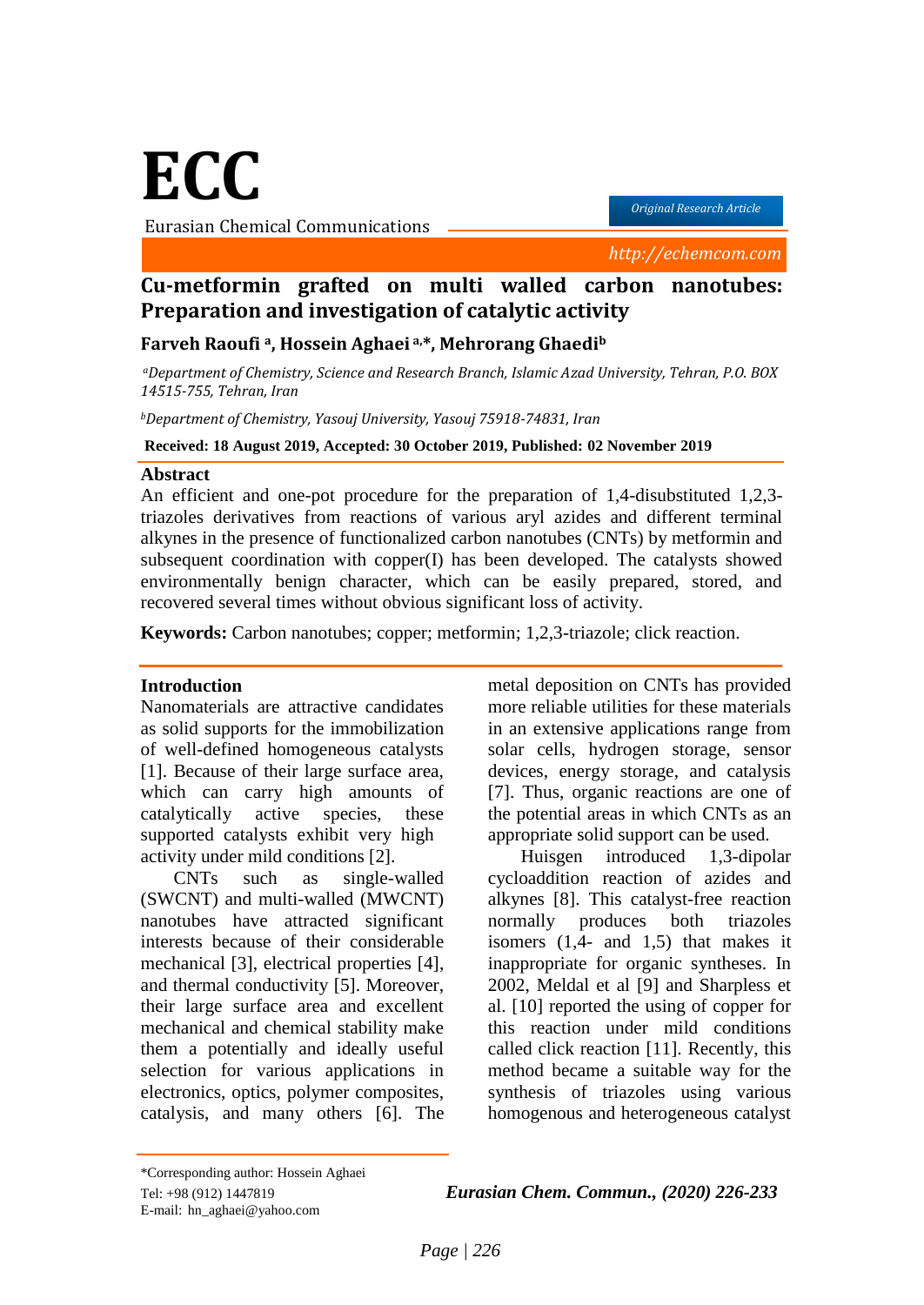# Cu-metformin grafted on multi walled carbon nanotubes: Preparation and investigation of catalytic activity

**Farveh Raoufi [a], Hossein Aghaei [a,*], Mehrorang Ghaedi[b]**

*[a]Department of Chemistry, Science and Research Branch, Islamic Azad University, Tehran, P.O. BOX 14515-755, Tehran, Iran*

*[b]Department of Chemistry, Yasouj University, Yasouj 75918-74831, Iran*

**Received: 18 August 2019, Accepted: 30 October 2019, Published: 02 November 2019**

## Abstract

An efficient and one-pot procedure for the preparation of 1,4-disubstituted 1,2,3-triazoles derivatives from reactions of various aryl azides and different terminal alkynes in the presence of functionalized carbon nanotubes (CNTs) by metformin and subsequent coordination with copper(I) has been developed. The catalysts showed environmentally benign character, which can be easily prepared, stored, and recovered several times without obvious significant loss of activity.

**Keywords:** Carbon nanotubes; copper; metformin; 1,2,3-triazole; click reaction.

## Introduction

Nanomaterials are attractive candidates as solid supports for the immobilization of well-defined homogeneous catalysts [1]. Because of their large surface area, which can carry high amounts of catalytically active species, these supported catalysts exhibit very high activity under mild conditions [2].

CNTs such as single-walled (SWCNT) and multi-walled (MWCNT) nanotubes have attracted significant interests because of their considerable mechanical [3], electrical properties [4], and thermal conductivity [5]. Moreover, their large surface area and excellent mechanical and chemical stability make them a potentially and ideally useful selection for various applications in electronics, optics, polymer composites, catalysis, and many others [6]. The metal deposition on CNTs has provided more reliable utilities for these materials in an extensive applications range from solar cells, hydrogen storage, sensor devices, energy storage, and catalysis [7]. Thus, organic reactions are one of the potential areas in which CNTs as an appropriate solid support can be used.

Huisgen introduced 1,3-dipolar cycloaddition reaction of azides and alkynes [8]. This catalyst-free reaction normally produces both triazoles isomers (1,4- and 1,5) that makes it inappropriate for organic syntheses. In 2002, Meldal et al [9] and Sharpless et al. [10] reported the using of copper for this reaction under mild conditions called click reaction [11]. Recently, this method became a suitable way for the synthesis of triazoles using various homogenous and heterogeneous catalyst

*Corresponding author: Hossein Aghaei
Tel: +98 (912) 1447819
E-mail: hn_aghaei@yahoo.com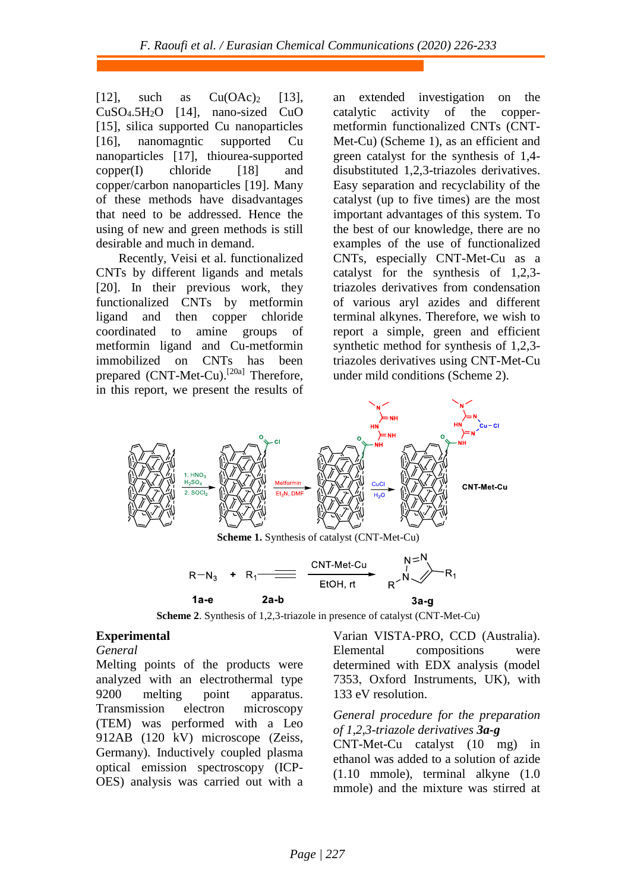[12], such as $Cu(OAc)_2$ [13], $CuSO_4.5H_2O$ [14], nano-sized CuO [15], silica supported Cu nanoparticles [16], nanomagntic supported Cu nanoparticles [17], thiourea-supported copper(I) chloride [18] and copper/carbon nanoparticles [19]. Many of these methods have disadvantages that need to be addressed. Hence the using of new and green methods is still desirable and much in demand.

Recently, Veisi et al. functionalized CNTs by different ligands and metals [20]. In their previous work, they functionalized CNTs by metformin ligand and then copper chloride coordinated to amine groups of metformin ligand and Cu-metformin immobilized on CNTs has been prepared (CNT-Met-Cu).[20a] Therefore, in this report, we present the results of an extended investigation on the catalytic activity of the copper-metformin functionalized CNTs (CNT-Met-Cu) (Scheme 1), as an efficient and green catalyst for the synthesis of 1,4-disubstituted 1,2,3-triazoles derivatives. Easy separation and recyclability of the catalyst (up to five times) are the most important advantages of this system. To the best of our knowledge, there are no examples of the use of functionalized CNTs, especially CNT-Met-Cu as a catalyst for the synthesis of 1,2,3-triazoles derivatives from condensation of various aryl azides and different terminal alkynes. Therefore, we wish to report a simple, green and efficient synthetic method for synthesis of 1,2,3-triazoles derivatives using CNT-Met-Cu under mild conditions (Scheme 2).

**Scheme 1.** Synthesis of catalyst (CNT-Met-Cu)

**Scheme 2**. Synthesis of 1,2,3-triazole in presence of catalyst (CNT-Met-Cu)

## Experimental

*General*

Melting points of the products were analyzed with an electrothermal type 9200 melting point apparatus. Transmission electron microscopy (TEM) was performed with a Leo 912AB (120 kV) microscope (Zeiss, Germany). Inductively coupled plasma optical emission spectroscopy (ICP-OES) analysis was carried out with a Varian VISTA-PRO, CCD (Australia). Elemental compositions were determined with EDX analysis (model 7353, Oxford Instruments, UK), with 133 eV resolution.

*General procedure for the preparation of 1,2,3-triazole derivatives **3a-g***

CNT-Met-Cu catalyst (10 mg) in ethanol was added to a solution of azide (1.10 mmole), terminal alkyne (1.0 mmole) and the mixture was stirred at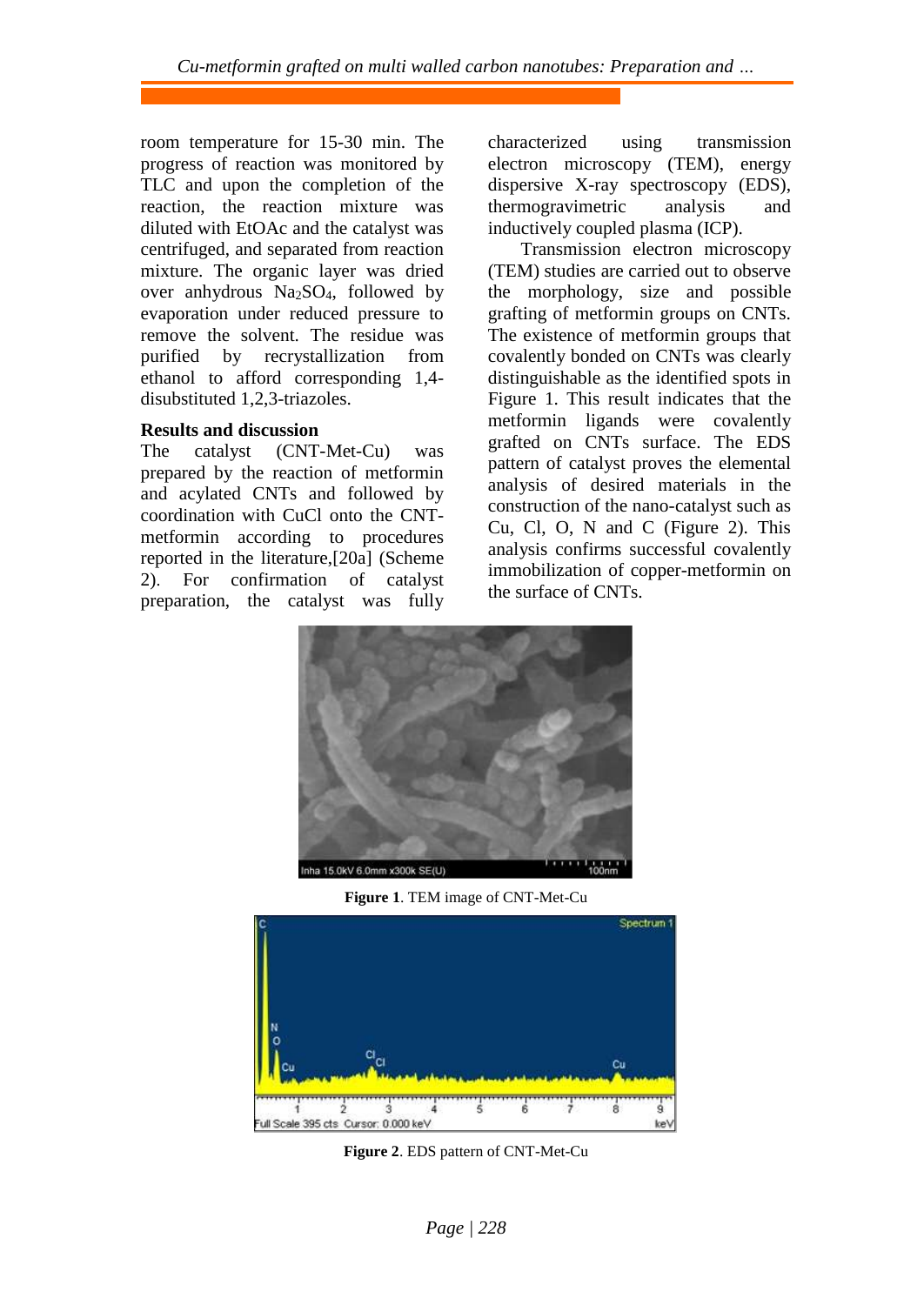room temperature for 15-30 min. The progress of reaction was monitored by TLC and upon the completion of the reaction, the reaction mixture was diluted with EtOAc and the catalyst was centrifuged, and separated from reaction mixture. The organic layer was dried over anhydrous $Na_2SO_4$, followed by evaporation under reduced pressure to remove the solvent. The residue was purified by recrystallization from ethanol to afford corresponding 1,4-disubstituted 1,2,3-triazoles.

## Results and discussion

The catalyst (CNT-Met-Cu) was prepared by the reaction of metformin and acylated CNTs and followed by coordination with CuCl onto the CNT-metformin according to procedures reported in the literature,[20a] (Scheme 2). For confirmation of catalyst preparation, the catalyst was fully characterized using transmission electron microscopy (TEM), energy dispersive X-ray spectroscopy (EDS), thermogravimetric analysis and inductively coupled plasma (ICP).

Transmission electron microscopy (TEM) studies are carried out to observe the morphology, size and possible grafting of metformin groups on CNTs. The existence of metformin groups that covalently bonded on CNTs was clearly distinguishable as the identified spots in Figure 1. This result indicates that the metformin ligands were covalently grafted on CNTs surface. The EDS pattern of catalyst proves the elemental analysis of desired materials in the construction of the nano-catalyst such as Cu, Cl, O, N and C (Figure 2). This analysis confirms successful covalently immobilization of copper-metformin on the surface of CNTs.

**Figure 1**. TEM image of CNT-Met-Cu

**Figure 2**. EDS pattern of CNT-Met-Cu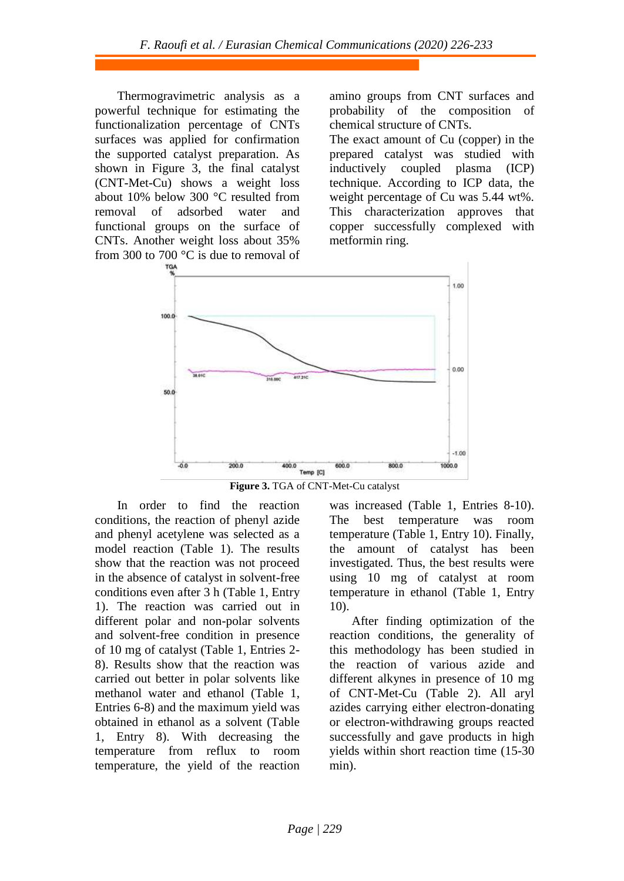Thermogravimetric analysis as a powerful technique for estimating the functionalization percentage of CNTs surfaces was applied for confirmation the supported catalyst preparation. As shown in Figure 3, the final catalyst (CNT-Met-Cu) shows a weight loss about 10% below 300 °C resulted from removal of adsorbed water and functional groups on the surface of CNTs. Another weight loss about 35% from 300 to 700 °C is due to removal of amino groups from CNT surfaces and probability of the composition of chemical structure of CNTs.

The exact amount of Cu (copper) in the prepared catalyst was studied with inductively coupled plasma (ICP) technique. According to ICP data, the weight percentage of Cu was 5.44 wt%. This characterization approves that copper successfully complexed with metformin ring.

**Figure 3.** TGA of CNT-Met-Cu catalyst

In order to find the reaction conditions, the reaction of phenyl azide and phenyl acetylene was selected as a model reaction (Table 1). The results show that the reaction was not proceed in the absence of catalyst in solvent-free conditions even after 3 h (Table 1, Entry 1). The reaction was carried out in different polar and non-polar solvents and solvent-free condition in presence of 10 mg of catalyst (Table 1, Entries 2-8). Results show that the reaction was carried out better in polar solvents like methanol water and ethanol (Table 1, Entries 6-8) and the maximum yield was obtained in ethanol as a solvent (Table 1, Entry 8). With decreasing the temperature from reflux to room temperature, the yield of the reaction was increased (Table 1, Entries 8-10). The best temperature was room temperature (Table 1, Entry 10). Finally, the amount of catalyst has been investigated. Thus, the best results were using 10 mg of catalyst at room temperature in ethanol (Table 1, Entry 10).

After finding optimization of the reaction conditions, the generality of this methodology has been studied in the reaction of various azide and different alkynes in presence of 10 mg of CNT-Met-Cu (Table 2). All aryl azides carrying either electron-donating or electron-withdrawing groups reacted successfully and gave products in high yields within short reaction time (15-30 min).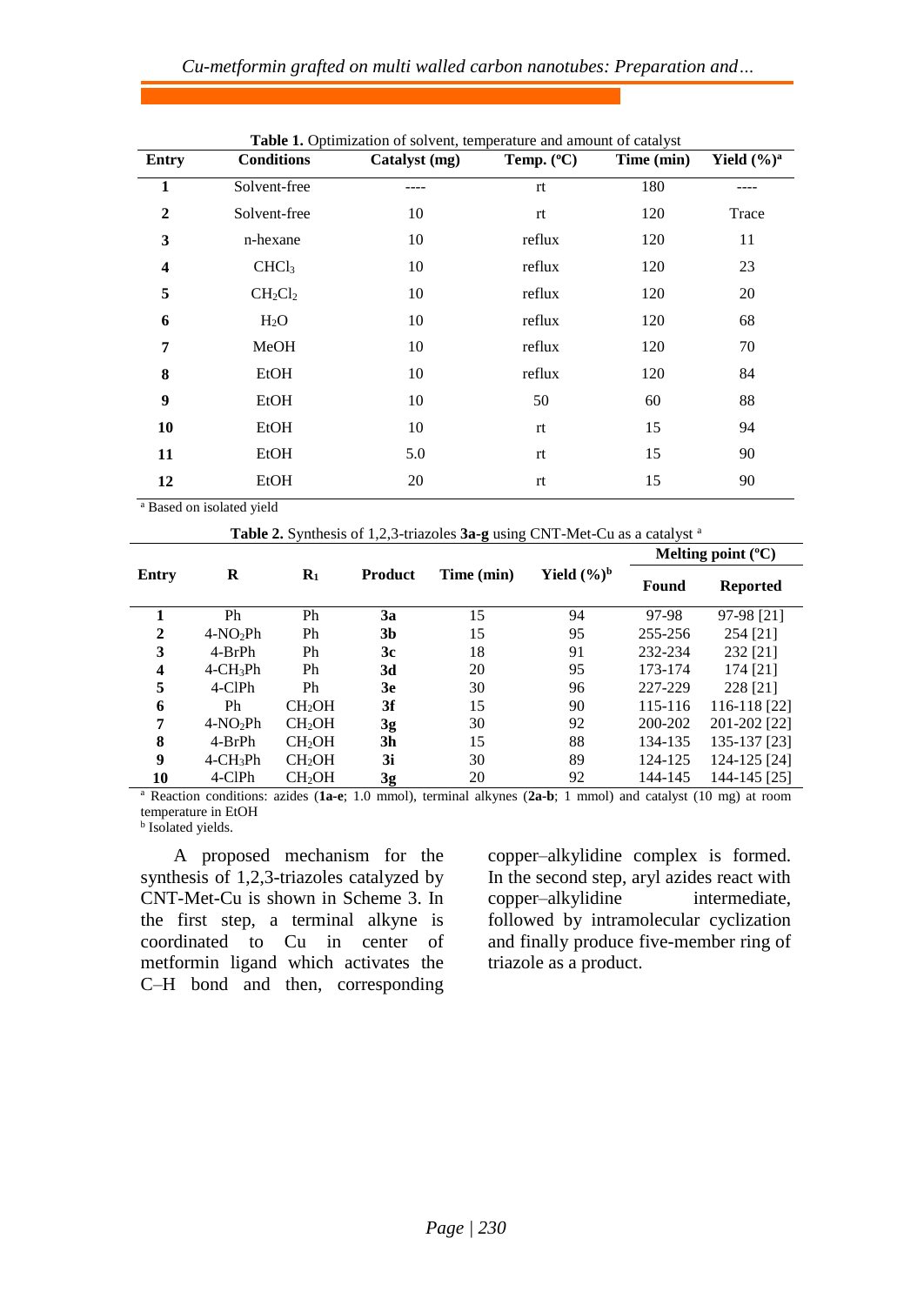**Table 1.** Optimization of solvent, temperature and amount of catalyst

| Entry | Conditions | Catalyst (mg) | Temp. (ºC) | Time (min) | Yield (%)[a] |
|---|---|---|---|---|---|
| **1** | Solvent-free | ---- | rt | 180 | ---- |
| **2** | Solvent-free | 10 | rt | 120 | Trace |
| **3** | n-hexane | 10 | reflux | 120 | 11 |
| **4** | $CHCl_3$ | 10 | reflux | 120 | 23 |
| **5** | $CH_2Cl_2$ | 10 | reflux | 120 | 20 |
| **6** | $H_2O$ | 10 | reflux | 120 | 68 |
| **7** | MeOH | 10 | reflux | 120 | 70 |
| **8** | EtOH | 10 | reflux | 120 | 84 |
| **9** | EtOH | 10 | 50 | 60 | 88 |
| **10** | EtOH | 10 | rt | 15 | 94 |
| **11** | EtOH | 5.0 | rt | 15 | 90 |
| **12** | EtOH | 20 | rt | 15 | 90 |

[a] Based on isolated yield

**Table 2.** Synthesis of 1,2,3-triazoles **3a-g** using CNT-Met-Cu as a catalyst [a]

| Entry | R | $R_1$ | Product | Time (min) | Yield (%)[b] | Melting point (ºC) | |
|---|---|---|---|---|---|---|---|
| | | | | | | Found | Reported |
| **1** | Ph | Ph | **3a** | 15 | 94 | 97-98 | 97-98 [21] |
| **2** | 4-$NO_2$Ph | Ph | **3b** | 15 | 95 | 255-256 | 254 [21] |
| **3** | 4-BrPh | Ph | **3c** | 18 | 91 | 232-234 | 232 [21] |
| **4** | 4-$CH_3$Ph | Ph | **3d** | 20 | 95 | 173-174 | 174 [21] |
| **5** | 4-ClPh | Ph | **3e** | 30 | 96 | 227-229 | 228 [21] |
| **6** | Ph | $CH_2OH$ | **3f** | 15 | 90 | 115-116 | 116-118 [22] |
| **7** | 4-$NO_2$Ph | $CH_2OH$ | **3g** | 30 | 92 | 200-202 | 201-202 [22] |
| **8** | 4-BrPh | $CH_2OH$ | **3h** | 15 | 88 | 134-135 | 135-137 [23] |
| **9** | 4-$CH_3$Ph | $CH_2OH$ | **3i** | 30 | 89 | 124-125 | 124-125 [24] |
| **10** | 4-ClPh | $CH_2OH$ | **3g** | 20 | 92 | 144-145 | 144-145 [25] |

[a] Reaction conditions: azides (**1a-e**; 1.0 mmol), terminal alkynes (**2a-b**; 1 mmol) and catalyst (10 mg) at room temperature in EtOH

[b] Isolated yields.

A proposed mechanism for the synthesis of 1,2,3-triazoles catalyzed by CNT-Met-Cu is shown in Scheme 3. In the first step, a terminal alkyne is coordinated to Cu in center of metformin ligand which activates the C–H bond and then, corresponding copper–alkylidine complex is formed. In the second step, aryl azides react with copper–alkylidine intermediate, followed by intramolecular cyclization and finally produce five-member ring of triazole as a product.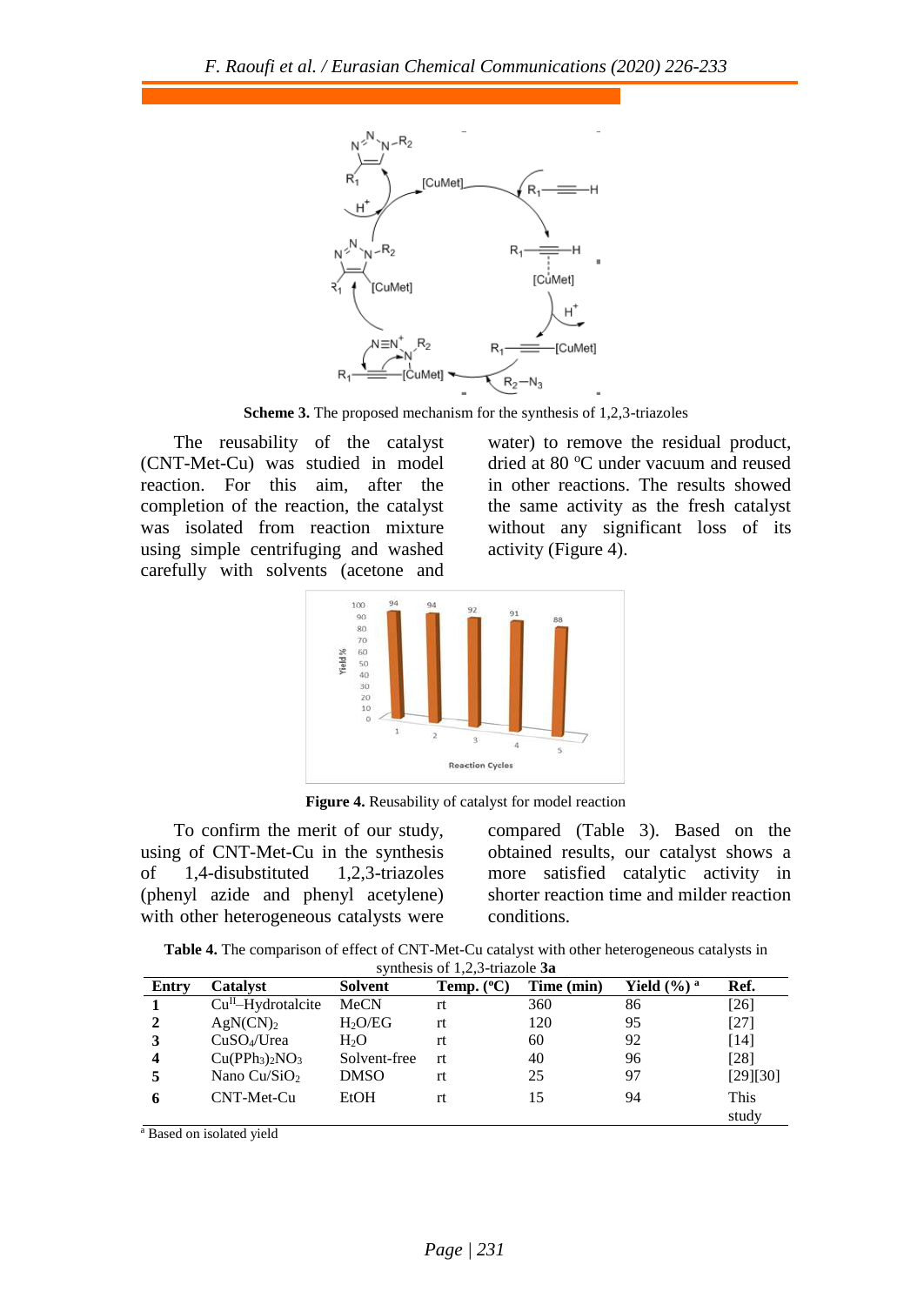**Scheme 3.** The proposed mechanism for the synthesis of 1,2,3-triazoles

The reusability of the catalyst (CNT-Met-Cu) was studied in model reaction. For this aim, after the completion of the reaction, the catalyst was isolated from reaction mixture using simple centrifuging and washed carefully with solvents (acetone and water) to remove the residual product, dried at 80 $^{o}$C under vacuum and reused in other reactions. The results showed the same activity as the fresh catalyst without any significant loss of its activity (Figure 4).

**Figure 4.** Reusability of catalyst for model reaction

To confirm the merit of our study, using of CNT-Met-Cu in the synthesis of 1,4-disubstituted 1,2,3-triazoles (phenyl azide and phenyl acetylene) with other heterogeneous catalysts were compared (Table 3). Based on the obtained results, our catalyst shows a more satisfied catalytic activity in shorter reaction time and milder reaction conditions.

**Table 4.** The comparison of effect of CNT-Met-Cu catalyst with other heterogeneous catalysts in synthesis of 1,2,3-triazole **3a**

| Entry | Catalyst | Solvent | Temp. (ºC) | Time (min) | Yield (%) [a] | Ref. |
|---|---|---|---|---|---|---|
| **1** | $Cu^{II}$–Hydrotalcite | MeCN | rt | 360 | 86 | [26] |
| **2** | $AgN(CN)_2$ | $H_2O$/EG | rt | 120 | 95 | [27] |
| **3** | $CuSO_4$/Urea | $H_2O$ | rt | 60 | 92 | [14] |
| **4** | $Cu(PPh_3)_2NO_3$ | Solvent-free | rt | 40 | 96 | [28] |
| **5** | Nano $Cu/SiO_2$ | DMSO | rt | 25 | 97 | [29][30] |
| **6** | CNT-Met-Cu | EtOH | rt | 15 | 94 | This study |

[a] Based on isolated yield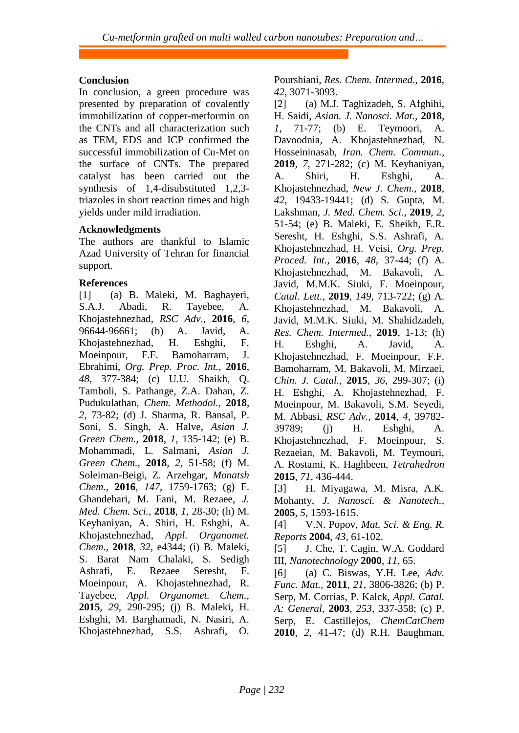## Conclusion

In conclusion, a green procedure was presented by preparation of covalently immobilization of copper-metformin on the CNTs and all characterization such as TEM, EDS and ICP confirmed the successful immobilization of Cu-Met on the surface of CNTs. The prepared catalyst has been carried out the synthesis of 1,4-disubstituted 1,2,3-triazoles in short reaction times and high yields under mild irradiation.

## Acknowledgments

The authors are thankful to Islamic Azad University of Tehran for financial support.

## References

[1] (a) B. Maleki, M. Baghayeri, S.A.J. Abadi, R. Tayebee, A. Khojastehnezhad, *RSC Adv.*, **2016**, *6*, 96644-96661; (b) A. Javid, A. Khojastehnezhad, H. Eshghi, F. Moeinpour, F.F. Bamoharram, J. Ebrahimi, *Org. Prep. Proc. Int.*, **2016**, *48*, 377-384; (c) U.U. Shaikh, Q. Tamboli, S. Pathange, Z.A. Dahan, Z. Pudukulathan, *Chem. Methodol.*, **2018**, *2*, 73-82; (d) J. Sharma, R. Bansal, P. Soni, S. Singh, A. Halve, *Asian J. Green Chem.*, **2018**, *1*, 135-142; (e) B. Mohammadi, L. Salmani, *Asian J. Green Chem.*, **2018**, *2*, 51-58; (f) M. Soleiman-Beigi, Z. Arzehgar, *Monatsh Chem.*, **2016**, *147*, 1759-1763; (g) F. Ghandehari, M. Fani, M. Rezaee, *J. Med. Chem. Sci.*, **2018**, *1*, 28-30; (h) M. Keyhaniyan, A. Shiri, H. Eshghi, A. Khojastehnezhad, *Appl. Organomet. Chem.*, **2018**, *32*, e4344; (i) B. Maleki, S. Barat Nam Chalaki, S. Sedigh Ashrafi, E. Rezaee Seresht, F. Moeinpour, A. Khojastehnezhad, R. Tayebee, *Appl. Organomet. Chem.*, **2015**, *29*, 290-295; (j) B. Maleki, H. Eshghi, M. Barghamadi, N. Nasiri, A. Khojastehnezhad, S.S. Ashrafi, O. Pourshiani, *Res. Chem. Intermed.*, **2016**, *42*, 3071-3093.

[2] (a) M.J. Taghizadeh, S. Afghihi, H. Saidi, *Asian. J. Nanosci. Mat.*, **2018**, *1*, 71-77; (b) E. Teymoori, A. Davoodnia, A. Khojastehnezhad, N. Hosseininasab, *Iran. Chem. Commun.*, **2019**, *7*, 271-282; (c) M. Keyhaniyan, A. Shiri, H. Eshghi, A. Khojastehnezhad, *New J. Chem.*, **2018**, *42*, 19433-19441; (d) S. Gupta, M. Lakshman, *J. Med. Chem. Sci.*, **2019**, *2*, 51-54; (e) B. Maleki, E. Sheikh, E.R. Seresht, H. Eshghi, S.S. Ashrafi, A. Khojastehnezhad, H. Veisi, *Org. Prep. Proced. Int.*, **2016**, *48*, 37-44; (f) A. Khojastehnezhad, M. Bakavoli, A. Javid, M.M.K. Siuki, F. Moeinpour, *Catal. Lett.*, **2019**, *149*, 713-722; (g) A. Khojastehnezhad, M. Bakavoli, A. Javid, M.M.K. Siuki, M. Shahidzadeh, *Res. Chem. Intermed.*, **2019**, 1-13; (h) H. Eshghi, A. Javid, A. Khojastehnezhad, F. Moeinpour, F.F. Bamoharram, M. Bakavoli, M. Mirzaei, *Chin. J. Catal.*, **2015**, *36*, 299-307; (i) H. Eshghi, A. Khojastehnezhad, F. Moeinpour, M. Bakavoli, S.M. Seyedi, M. Abbasi, *RSC Adv.*, **2014**, *4*, 39782-39789; (j) H. Eshghi, A. Khojastehnezhad, F. Moeinpour, S. Rezaeian, M. Bakavoli, M. Teymouri, A. Rostami, K. Haghbeen, *Tetrahedron* **2015**, *71*, 436-444.

[3] H. Miyagawa, M. Misra, A.K. Mohanty, *J. Nanosci. & Nanotech.*, **2005**, *5*, 1593-1615.

[4] V.N. Popov, *Mat. Sci. & Eng. R. Reports* **2004**, *43*, 61-102.

[5] J. Che, T. Cagin, W.A. Goddard III, *Nanotechnology* **2000**, *11*, 65.

[6] (a) C. Biswas, Y.H. Lee, *Adv. Func. Mat.*, **2011**, *21*, 3806-3826; (b) P. Serp, M. Corrias, P. Kalck, *Appl. Catal. A: General*, **2003**, *253*, 337-358; (c) P. Serp, E. Castillejos, *ChemCatChem* **2010**, *2*, 41-47; (d) R.H. Baughman,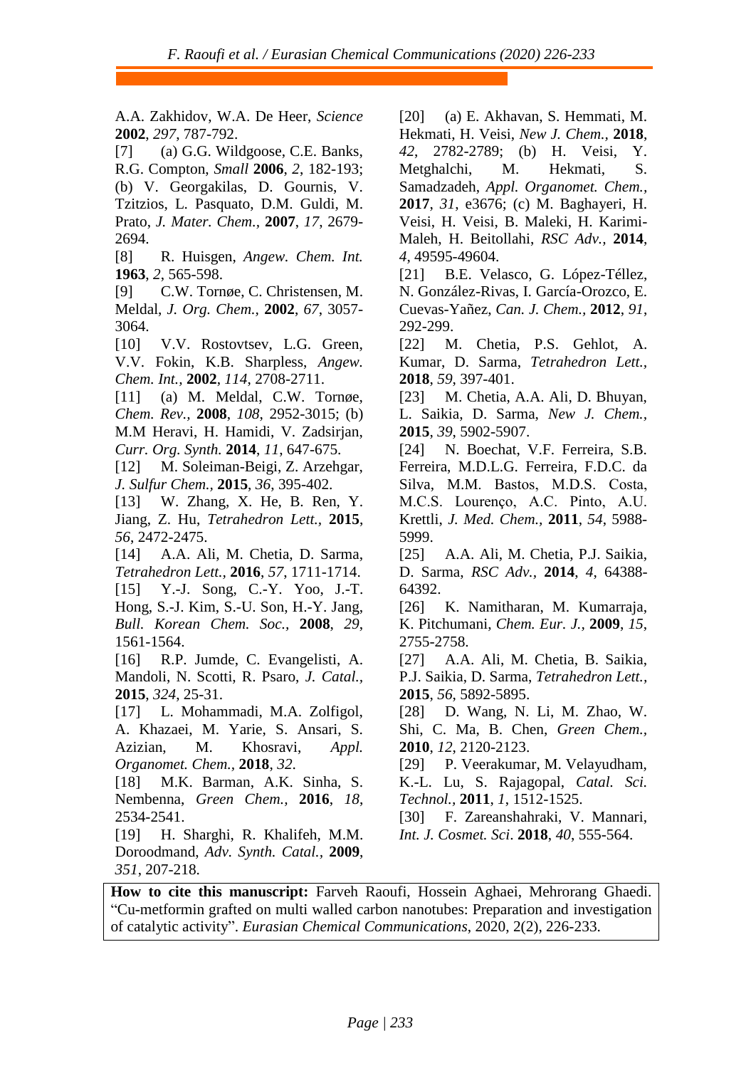A.A. Zakhidov, W.A. De Heer, *Science* **2002**, *297*, 787-792.

[7] (a) G.G. Wildgoose, C.E. Banks, R.G. Compton, *Small* **2006**, *2*, 182-193; (b) V. Georgakilas, D. Gournis, V. Tzitzios, L. Pasquato, D.M. Guldi, M. Prato, *J. Mater. Chem.*, **2007**, *17*, 2679-2694.

[8] R. Huisgen, *Angew. Chem. Int.* **1963**, *2*, 565-598.

[9] C.W. Tornøe, C. Christensen, M. Meldal, *J. Org. Chem.*, **2002**, *67*, 3057-3064.

[10] V.V. Rostovtsev, L.G. Green, V.V. Fokin, K.B. Sharpless, *Angew. Chem. Int.*, **2002**, *114*, 2708-2711.

[11] (a) M. Meldal, C.W. Tornøe, *Chem. Rev.*, **2008**, *108*, 2952-3015; (b) M.M Heravi, H. Hamidi, V. Zadsirjan, *Curr. Org. Synth.* **2014**, *11*, 647-675.

[12] M. Soleiman-Beigi, Z. Arzehgar, *J. Sulfur Chem.*, **2015**, *36*, 395-402.

[13] W. Zhang, X. He, B. Ren, Y. Jiang, Z. Hu, *Tetrahedron Lett.*, **2015**, *56*, 2472-2475.

[14] A.A. Ali, M. Chetia, D. Sarma, *Tetrahedron Lett.*, **2016**, *57*, 1711-1714.

[15] Y.-J. Song, C.-Y. Yoo, J.-T. Hong, S.-J. Kim, S.-U. Son, H.-Y. Jang, *Bull. Korean Chem. Soc.*, **2008**, *29*, 1561-1564.

[16] R.P. Jumde, C. Evangelisti, A. Mandoli, N. Scotti, R. Psaro, *J. Catal.*, **2015**, *324*, 25-31.

[17] L. Mohammadi, M.A. Zolfigol, A. Khazaei, M. Yarie, S. Ansari, S. Azizian, M. Khosravi, *Appl. Organomet. Chem.*, **2018**, *32*.

[18] M.K. Barman, A.K. Sinha, S. Nembenna, *Green Chem.*, **2016**, *18*, 2534-2541.

[19] H. Sharghi, R. Khalifeh, M.M. Doroodmand, *Adv. Synth. Catal.*, **2009**, *351*, 207-218.

[20] (a) E. Akhavan, S. Hemmati, M. Hekmati, H. Veisi, *New J. Chem.*, **2018**, *42*, 2782-2789; (b) H. Veisi, Y. Metghalchi, M. Hekmati, S. Samadzadeh, *Appl. Organomet. Chem.*, **2017**, *31*, e3676; (c) M. Baghayeri, H. Veisi, H. Veisi, B. Maleki, H. Karimi-Maleh, H. Beitollahi, *RSC Adv.*, **2014**, *4*, 49595-49604.

[21] B.E. Velasco, G. López-Téllez, N. González-Rivas, I. García-Orozco, E. Cuevas-Yañez, *Can. J. Chem.*, **2012**, *91*, 292-299.

[22] M. Chetia, P.S. Gehlot, A. Kumar, D. Sarma, *Tetrahedron Lett.*, **2018**, *59*, 397-401.

[23] M. Chetia, A.A. Ali, D. Bhuyan, L. Saikia, D. Sarma, *New J. Chem.*, **2015**, *39*, 5902-5907.

[24] N. Boechat, V.F. Ferreira, S.B. Ferreira, M.D.L.G. Ferreira, F.D.C. da Silva, M.M. Bastos, M.D.S. Costa, M.C.S. Lourenço, A.C. Pinto, A.U. Krettli, *J. Med. Chem.*, **2011**, *54*, 5988-5999.

[25] A.A. Ali, M. Chetia, P.J. Saikia, D. Sarma, *RSC Adv.*, **2014**, *4*, 64388-64392.

[26] K. Namitharan, M. Kumarraja, K. Pitchumani, *Chem. Eur. J.*, **2009**, *15*, 2755-2758.

[27] A.A. Ali, M. Chetia, B. Saikia, P.J. Saikia, D. Sarma, *Tetrahedron Lett.*, **2015**, *56*, 5892-5895.

[28] D. Wang, N. Li, M. Zhao, W. Shi, C. Ma, B. Chen, *Green Chem.*, **2010**, *12*, 2120-2123.

[29] P. Veerakumar, M. Velayudham, K.-L. Lu, S. Rajagopal, *Catal. Sci. Technol.*, **2011**, *1*, 1512-1525.

[30] F. Zareanshahraki, V. Mannari, *Int. J. Cosmet. Sci*. **2018**, *40*, 555-564.

**How to cite this manuscript:** Farveh Raoufi, Hossein Aghaei, Mehrorang Ghaedi. "Cu-metformin grafted on multi walled carbon nanotubes: Preparation and investigation of catalytic activity". *Eurasian Chemical Communications*, 2020, 2(2), 226-233.